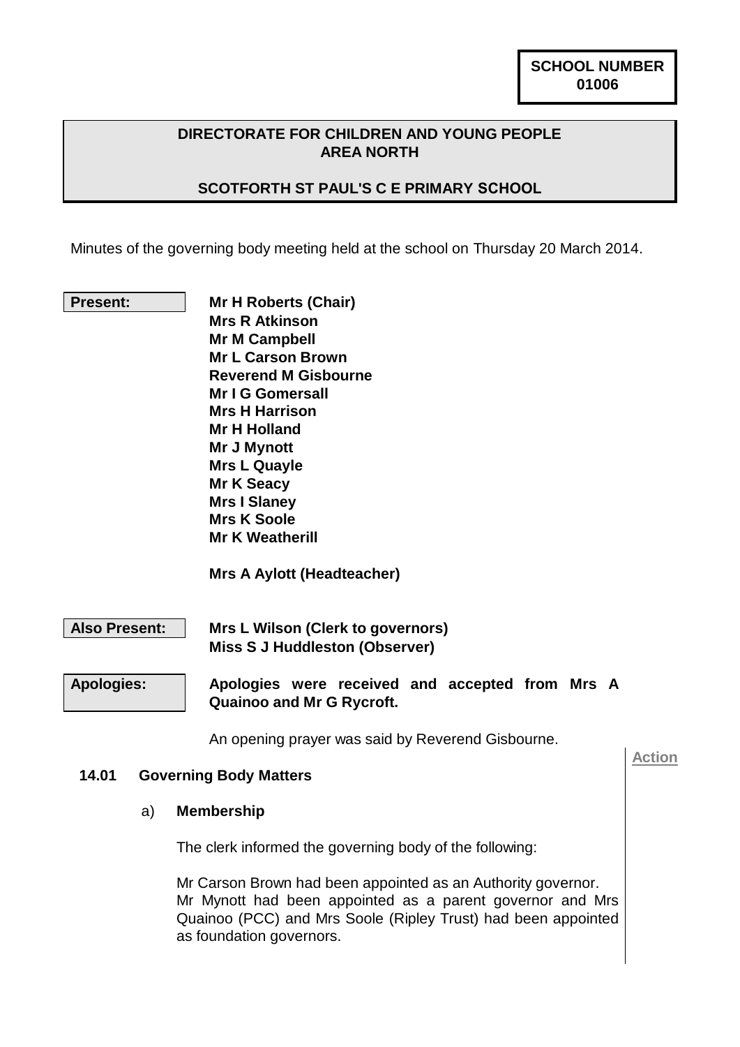**SCHOOL NUMBER**
**01006**

**DIRECTORATE FOR CHILDREN AND YOUNG PEOPLE**
**AREA NORTH**

**SCOTFORTH ST PAUL'S C E PRIMARY SCHOOL**

Minutes of the governing body meeting held at the school on Thursday 20 March 2014.

**Present:**

**Mr H Roberts (Chair)**
**Mrs R Atkinson**
**Mr M Campbell**
**Mr L Carson Brown**
**Reverend M Gisbourne**
**Mr I G Gomersall**
**Mrs H Harrison**
**Mr H Holland**
**Mr J Mynott**
**Mrs L Quayle**
**Mr K Seacy**
**Mrs I Slaney**
**Mrs K Soole**
**Mr K Weatherill**

**Mrs A Aylott (Headteacher)**

**Also Present:**

**Mrs L Wilson (Clerk to governors)**
**Miss S J Huddleston (Observer)**

**Apologies:**

**Apologies were received and accepted from Mrs A Quainoo and Mr G Rycroft.**

An opening prayer was said by Reverend Gisbourne.

**Action**

## 14.01 Governing Body Matters

### a) Membership

The clerk informed the governing body of the following:

Mr Carson Brown had been appointed as an Authority governor.
Mr Mynott had been appointed as a parent governor and Mrs Quainoo (PCC) and Mrs Soole (Ripley Trust) had been appointed as foundation governors.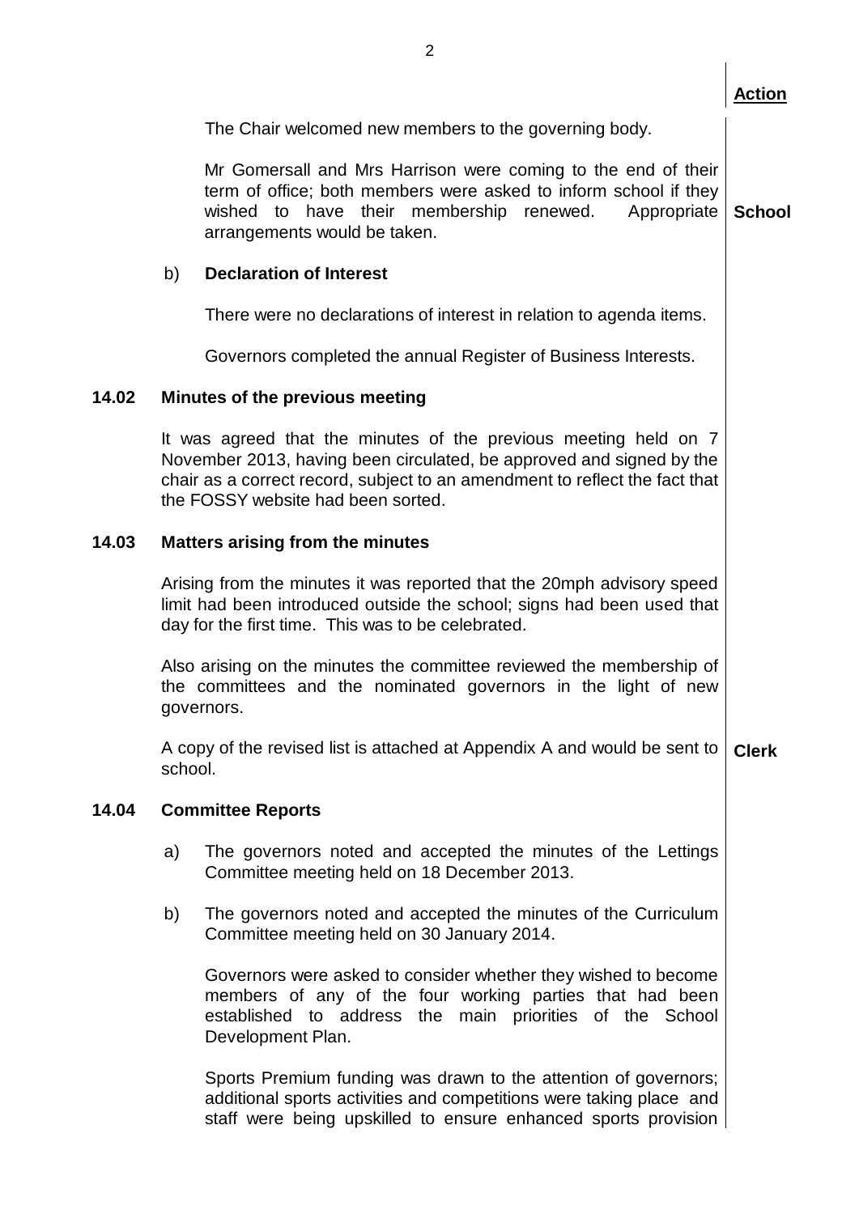**Action**

The Chair welcomed new members to the governing body.

Mr Gomersall and Mrs Harrison were coming to the end of their term of office; both members were asked to inform school if they wished to have their membership renewed. Appropriate arrangements would be taken. **School**

b) **Declaration of Interest**

There were no declarations of interest in relation to agenda items.

Governors completed the annual Register of Business Interests.

### 14.02 Minutes of the previous meeting

It was agreed that the minutes of the previous meeting held on 7 November 2013, having been circulated, be approved and signed by the chair as a correct record, subject to an amendment to reflect the fact that the FOSSY website had been sorted.

### 14.03 Matters arising from the minutes

Arising from the minutes it was reported that the 20mph advisory speed limit had been introduced outside the school; signs had been used that day for the first time. This was to be celebrated.

Also arising on the minutes the committee reviewed the membership of the committees and the nominated governors in the light of new governors.

A copy of the revised list is attached at Appendix A and would be sent to school. **Clerk**

### 14.04 Committee Reports

a) The governors noted and accepted the minutes of the Lettings Committee meeting held on 18 December 2013.

b) The governors noted and accepted the minutes of the Curriculum Committee meeting held on 30 January 2014.

Governors were asked to consider whether they wished to become members of any of the four working parties that had been established to address the main priorities of the School Development Plan.

Sports Premium funding was drawn to the attention of governors; additional sports activities and competitions were taking place and staff were being upskilled to ensure enhanced sports provision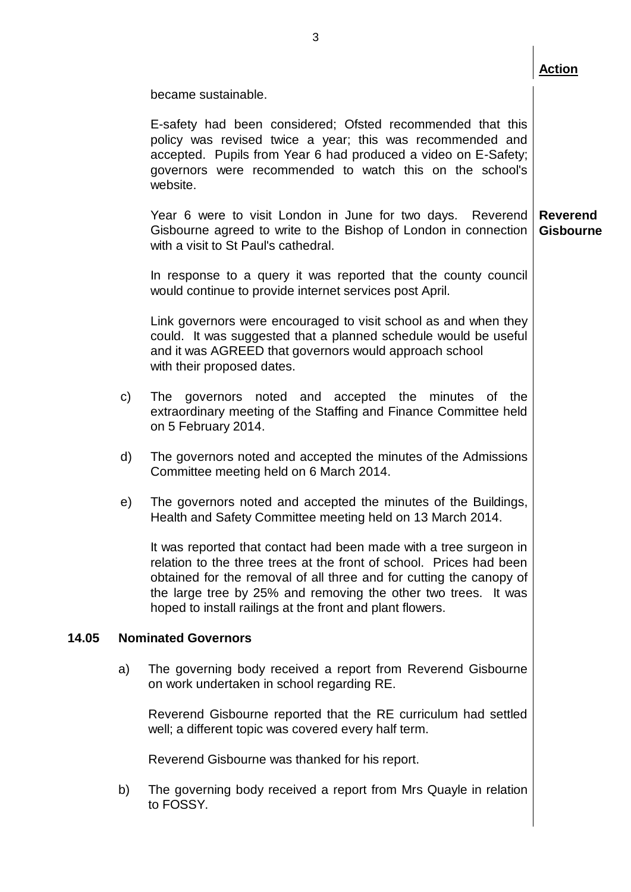**Action**

became sustainable.

E-safety had been considered; Ofsted recommended that this policy was revised twice a year; this was recommended and accepted. Pupils from Year 6 had produced a video on E-Safety; governors were recommended to watch this on the school's website.

Year 6 were to visit London in June for two days. Reverend Gisbourne agreed to write to the Bishop of London in connection with a visit to St Paul's cathedral. **Reverend Gisbourne**

In response to a query it was reported that the county council would continue to provide internet services post April.

Link governors were encouraged to visit school as and when they could. It was suggested that a planned schedule would be useful and it was AGREED that governors would approach school with their proposed dates.

c) The governors noted and accepted the minutes of the extraordinary meeting of the Staffing and Finance Committee held on 5 February 2014.

d) The governors noted and accepted the minutes of the Admissions Committee meeting held on 6 March 2014.

e) The governors noted and accepted the minutes of the Buildings, Health and Safety Committee meeting held on 13 March 2014.

It was reported that contact had been made with a tree surgeon in relation to the three trees at the front of school. Prices had been obtained for the removal of all three and for cutting the canopy of the large tree by 25% and removing the other two trees. It was hoped to install railings at the front and plant flowers.

**14.05 Nominated Governors**

a) The governing body received a report from Reverend Gisbourne on work undertaken in school regarding RE.

Reverend Gisbourne reported that the RE curriculum had settled well; a different topic was covered every half term.

Reverend Gisbourne was thanked for his report.

b) The governing body received a report from Mrs Quayle in relation to FOSSY.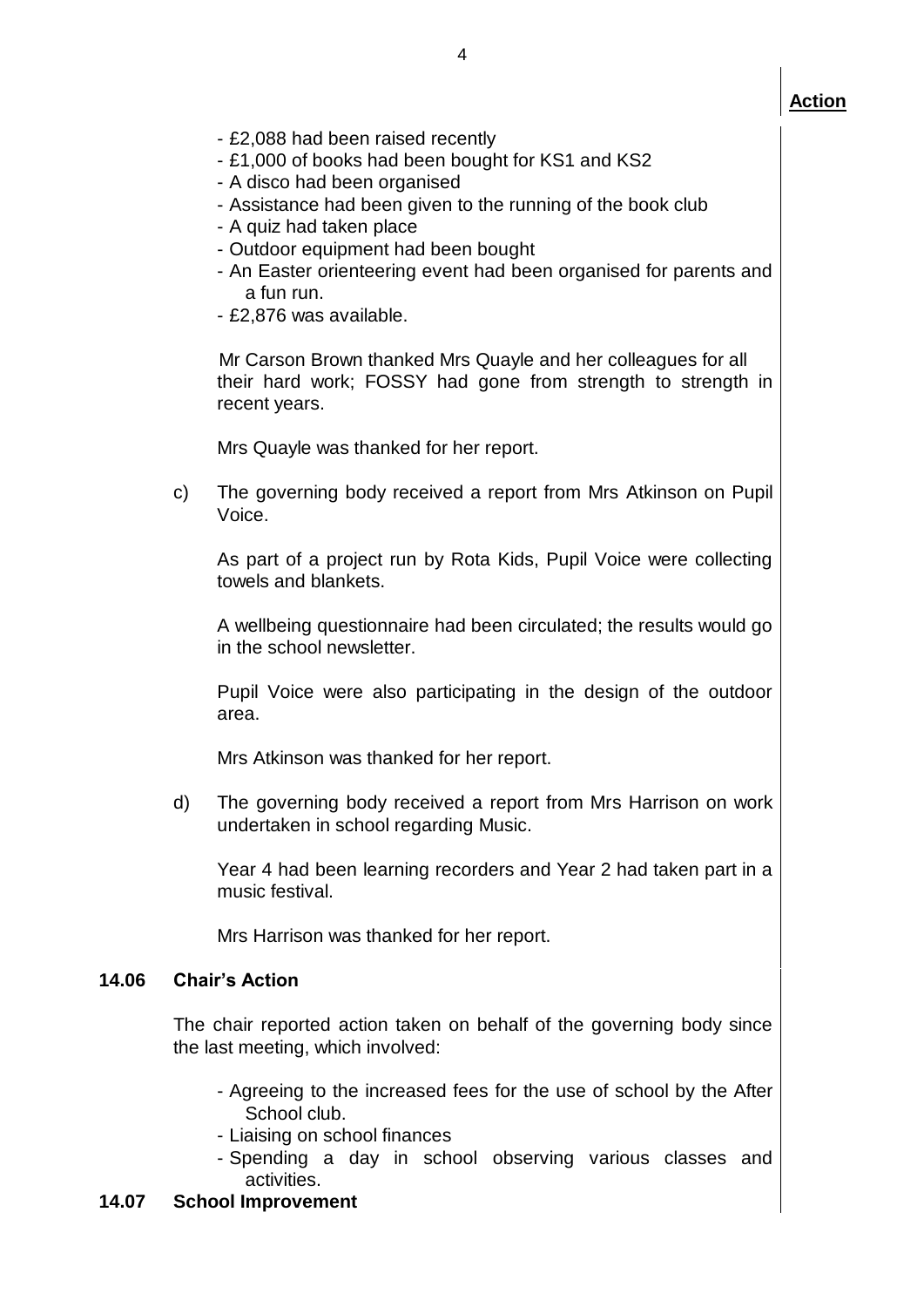**Action**

- £2,088 had been raised recently
- £1,000 of books had been bought for KS1 and KS2
- A disco had been organised
- Assistance had been given to the running of the book club
- A quiz had taken place
- Outdoor equipment had been bought
- An Easter orienteering event had been organised for parents and a fun run.
- £2,876 was available.

Mr Carson Brown thanked Mrs Quayle and her colleagues for all their hard work; FOSSY had gone from strength to strength in recent years.

Mrs Quayle was thanked for her report.

c) The governing body received a report from Mrs Atkinson on Pupil Voice.

As part of a project run by Rota Kids, Pupil Voice were collecting towels and blankets.

A wellbeing questionnaire had been circulated; the results would go in the school newsletter.

Pupil Voice were also participating in the design of the outdoor area.

Mrs Atkinson was thanked for her report.

d) The governing body received a report from Mrs Harrison on work undertaken in school regarding Music.

Year 4 had been learning recorders and Year 2 had taken part in a music festival.

Mrs Harrison was thanked for her report.

## 14.06 Chair's Action

The chair reported action taken on behalf of the governing body since the last meeting, which involved:

- Agreeing to the increased fees for the use of school by the After School club.
- Liaising on school finances
- Spending a day in school observing various classes and activities.

## 14.07 School Improvement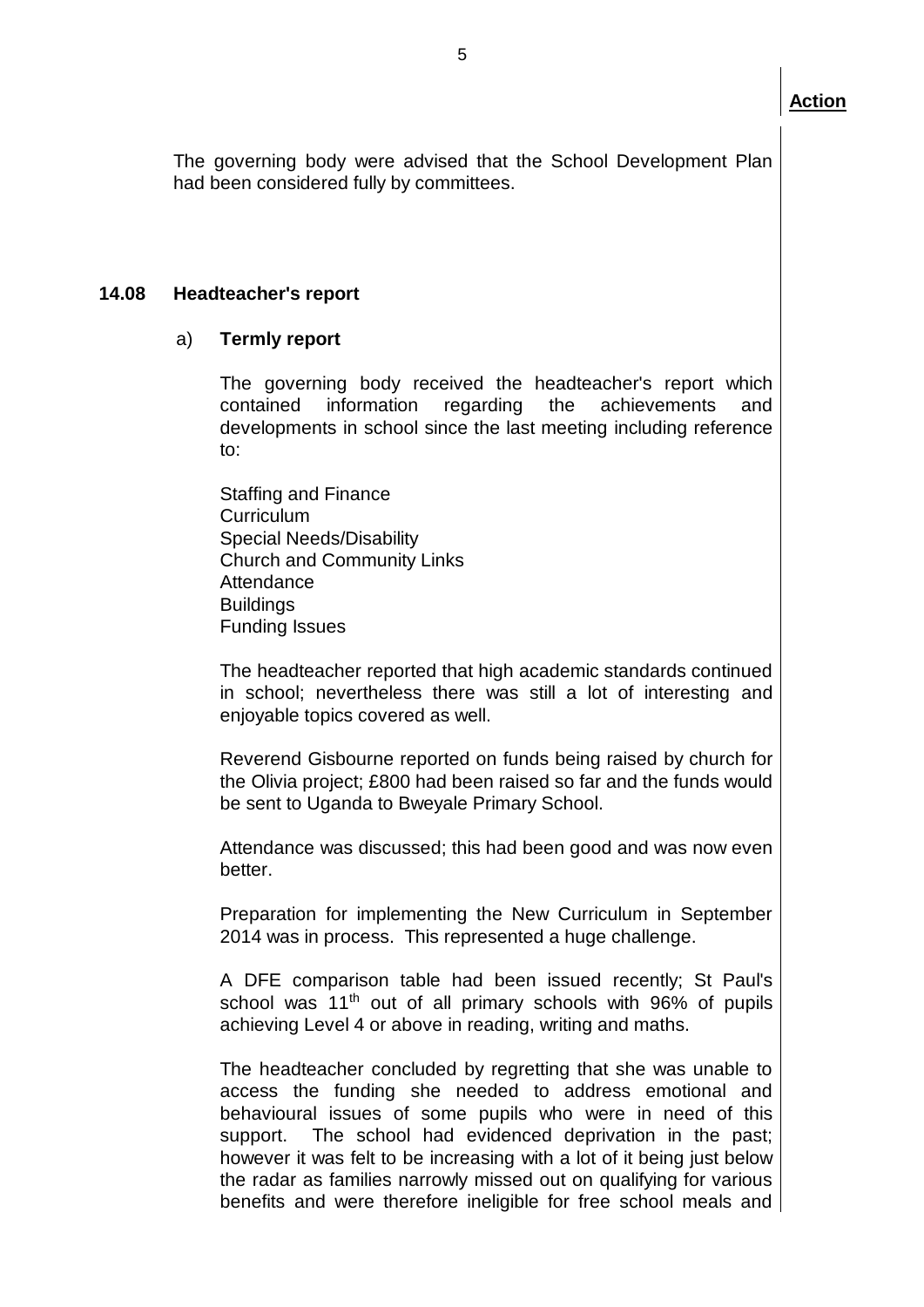**Action**

The governing body were advised that the School Development Plan had been considered fully by committees.

### 14.08 Headteacher's report

#### a) Termly report

The governing body received the headteacher's report which contained information regarding the achievements and developments in school since the last meeting including reference to:

Staffing and Finance
Curriculum
Special Needs/Disability
Church and Community Links
Attendance
Buildings
Funding Issues

The headteacher reported that high academic standards continued in school; nevertheless there was still a lot of interesting and enjoyable topics covered as well.

Reverend Gisbourne reported on funds being raised by church for the Olivia project; £800 had been raised so far and the funds would be sent to Uganda to Bweyale Primary School.

Attendance was discussed; this had been good and was now even better.

Preparation for implementing the New Curriculum in September 2014 was in process. This represented a huge challenge.

A DFE comparison table had been issued recently; St Paul's school was 11th out of all primary schools with 96% of pupils achieving Level 4 or above in reading, writing and maths.

The headteacher concluded by regretting that she was unable to access the funding she needed to address emotional and behavioural issues of some pupils who were in need of this support. The school had evidenced deprivation in the past; however it was felt to be increasing with a lot of it being just below the radar as families narrowly missed out on qualifying for various benefits and were therefore ineligible for free school meals and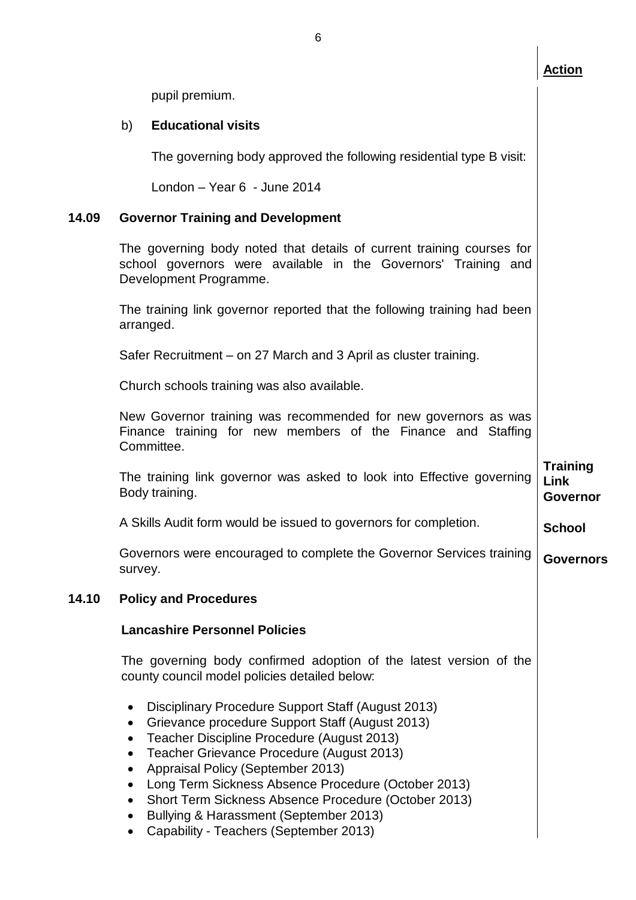**Action**

pupil premium.

b) **Educational visits**

The governing body approved the following residential type B visit:

London – Year 6 - June 2014

### 14.09 Governor Training and Development

The governing body noted that details of current training courses for school governors were available in the Governors' Training and Development Programme.

The training link governor reported that the following training had been arranged.

Safer Recruitment – on 27 March and 3 April as cluster training.

Church schools training was also available.

New Governor training was recommended for new governors as was Finance training for new members of the Finance and Staffing Committee.

The training link governor was asked to look into Effective governing Body training. — **Training Link Governor**

A Skills Audit form would be issued to governors for completion. — **School**

Governors were encouraged to complete the Governor Services training survey. — **Governors**

### 14.10 Policy and Procedures

**Lancashire Personnel Policies**

The governing body confirmed adoption of the latest version of the county council model policies detailed below:

- Disciplinary Procedure Support Staff (August 2013)
- Grievance procedure Support Staff (August 2013)
- Teacher Discipline Procedure (August 2013)
- Teacher Grievance Procedure (August 2013)
- Appraisal Policy (September 2013)
- Long Term Sickness Absence Procedure (October 2013)
- Short Term Sickness Absence Procedure (October 2013)
- Bullying & Harassment (September 2013)
- Capability - Teachers (September 2013)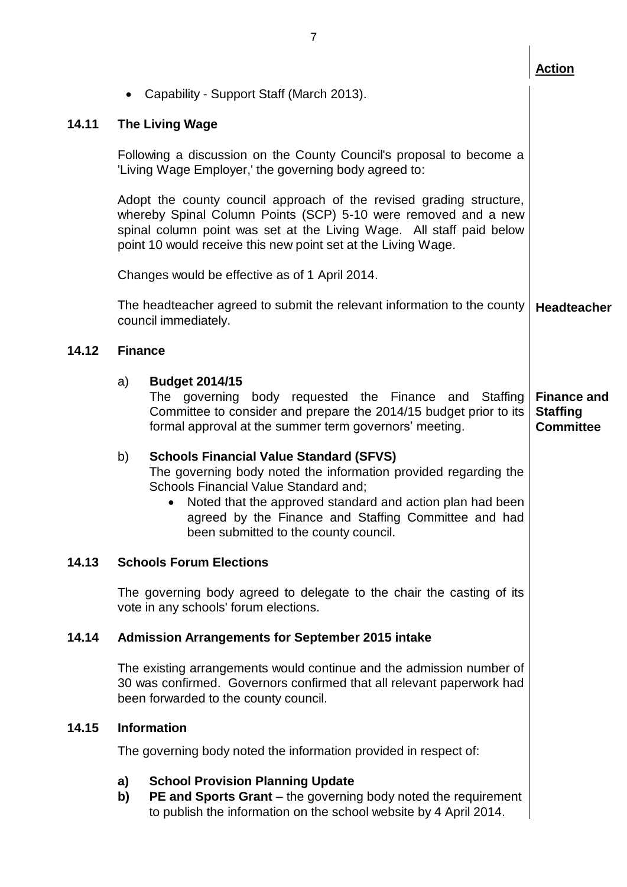**Action**

- Capability - Support Staff (March 2013).

### 14.11 The Living Wage

Following a discussion on the County Council's proposal to become a 'Living Wage Employer,' the governing body agreed to:

Adopt the county council approach of the revised grading structure, whereby Spinal Column Points (SCP) 5-10 were removed and a new spinal column point was set at the Living Wage. All staff paid below point 10 would receive this new point set at the Living Wage.

Changes would be effective as of 1 April 2014.

The headteacher agreed to submit the relevant information to the county council immediately. — **Headteacher**

### 14.12 Finance

a) **Budget 2014/15**
The governing body requested the Finance and Staffing Committee to consider and prepare the 2014/15 budget prior to its formal approval at the summer term governors' meeting. — **Finance and Staffing Committee**

b) **Schools Financial Value Standard (SFVS)**
The governing body noted the information provided regarding the Schools Financial Value Standard and;

- Noted that the approved standard and action plan had been agreed by the Finance and Staffing Committee and had been submitted to the county council.

### 14.13 Schools Forum Elections

The governing body agreed to delegate to the chair the casting of its vote in any schools' forum elections.

### 14.14 Admission Arrangements for September 2015 intake

The existing arrangements would continue and the admission number of 30 was confirmed. Governors confirmed that all relevant paperwork had been forwarded to the county council.

### 14.15 Information

The governing body noted the information provided in respect of:

**a) School Provision Planning Update**

**b) PE and Sports Grant** – the governing body noted the requirement to publish the information on the school website by 4 April 2014.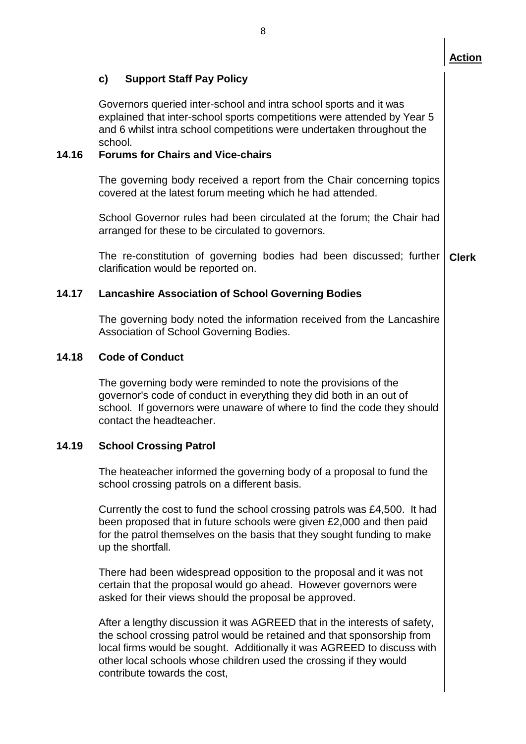**Action**

### c) Support Staff Pay Policy

Governors queried inter-school and intra school sports and it was explained that inter-school sports competitions were attended by Year 5 and 6 whilst intra school competitions were undertaken throughout the school.

### 14.16 Forums for Chairs and Vice-chairs

The governing body received a report from the Chair concerning topics covered at the latest forum meeting which he had attended.

School Governor rules had been circulated at the forum; the Chair had arranged for these to be circulated to governors.

The re-constitution of governing bodies had been discussed; further clarification would be reported on. **Clerk**

### 14.17 Lancashire Association of School Governing Bodies

The governing body noted the information received from the Lancashire Association of School Governing Bodies.

### 14.18 Code of Conduct

The governing body were reminded to note the provisions of the governor's code of conduct in everything they did both in an out of school. If governors were unaware of where to find the code they should contact the headteacher.

### 14.19 School Crossing Patrol

The heateacher informed the governing body of a proposal to fund the school crossing patrols on a different basis.

Currently the cost to fund the school crossing patrols was £4,500. It had been proposed that in future schools were given £2,000 and then paid for the patrol themselves on the basis that they sought funding to make up the shortfall.

There had been widespread opposition to the proposal and it was not certain that the proposal would go ahead. However governors were asked for their views should the proposal be approved.

After a lengthy discussion it was AGREED that in the interests of safety, the school crossing patrol would be retained and that sponsorship from local firms would be sought. Additionally it was AGREED to discuss with other local schools whose children used the crossing if they would contribute towards the cost,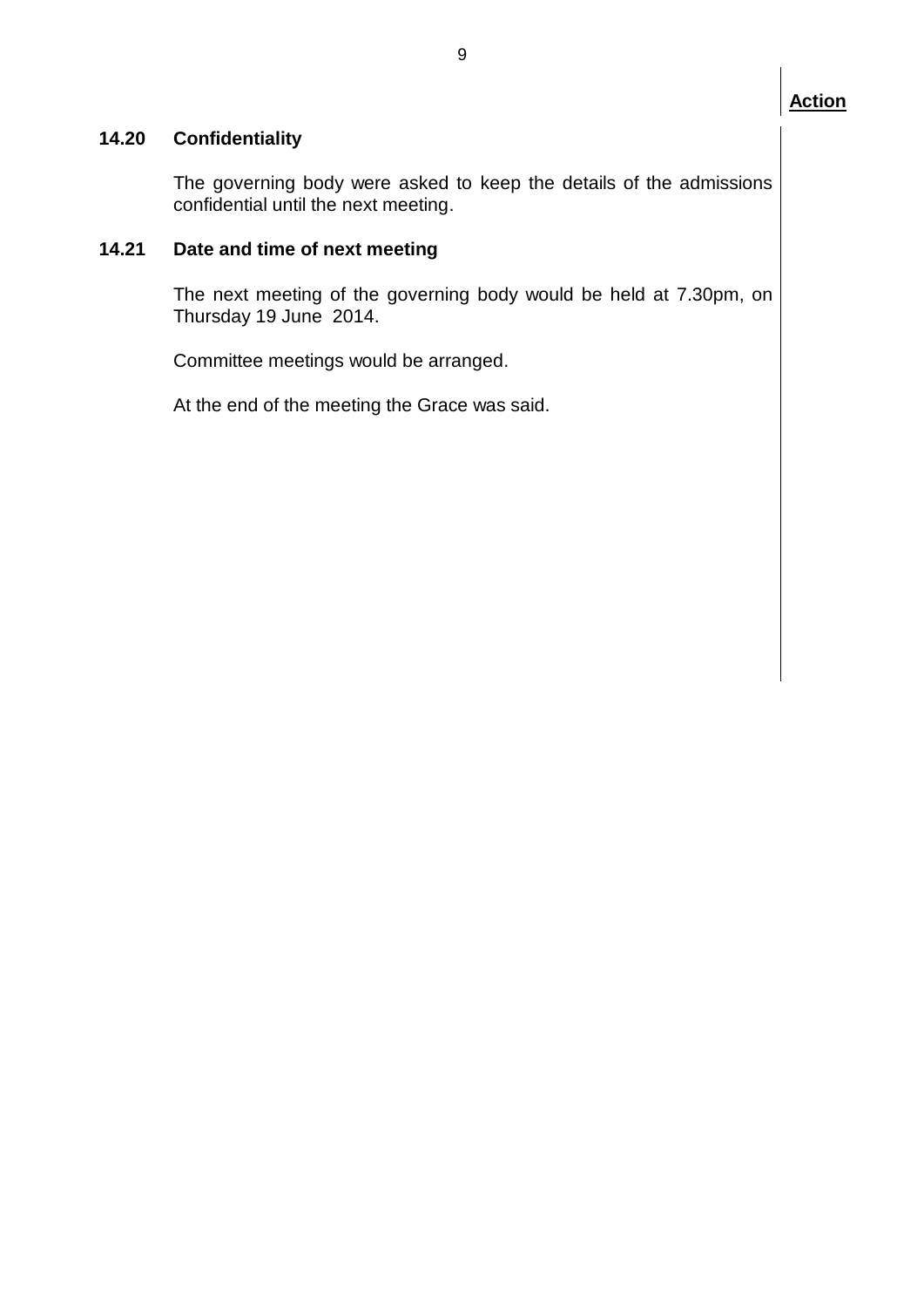**Action**

### 14.20 Confidentiality

The governing body were asked to keep the details of the admissions confidential until the next meeting.

### 14.21 Date and time of next meeting

The next meeting of the governing body would be held at 7.30pm, on Thursday 19 June 2014.

Committee meetings would be arranged.

At the end of the meeting the Grace was said.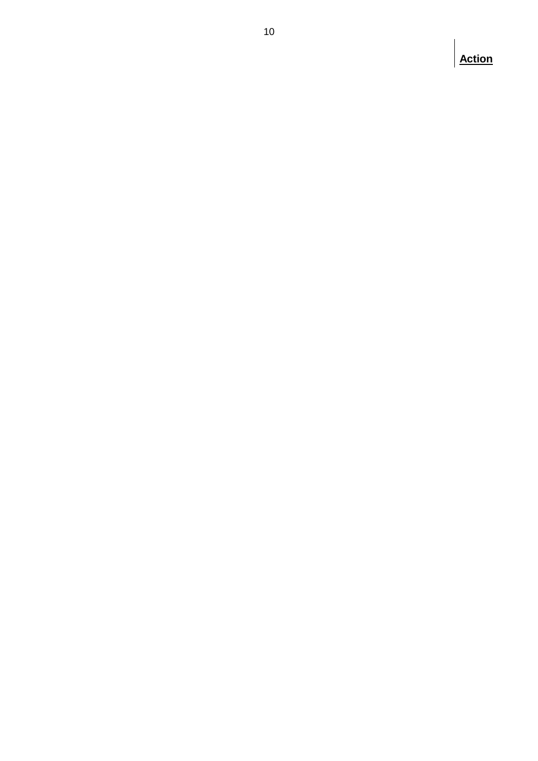**Action**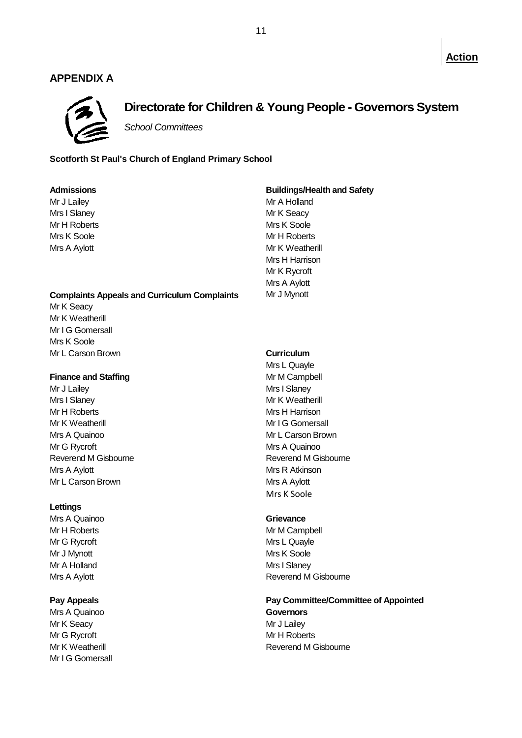**Action**

## APPENDIX A

# Directorate for Children & Young People - Governors System

*School Committees*

**Scotforth St Paul's Church of England Primary School**

**Admissions**
Mr J Lailey
Mrs I Slaney
Mr H Roberts
Mrs K Soole
Mrs A Aylott

**Complaints Appeals and Curriculum Complaints**
Mr K Seacy
Mr K Weatherill
Mr I G Gomersall
Mrs K Soole
Mr L Carson Brown

**Finance and Staffing**
Mr J Lailey
Mrs I Slaney
Mr H Roberts
Mr K Weatherill
Mrs A Quainoo
Mr G Rycroft
Reverend M Gisbourne
Mrs A Aylott
Mr L Carson Brown

**Lettings**
Mrs A Quainoo
Mr H Roberts
Mr G Rycroft
Mr J Mynott
Mr A Holland
Mrs A Aylott

**Pay Appeals**
Mrs A Quainoo
Mr K Seacy
Mr G Rycroft
Mr K Weatherill
Mr I G Gomersall

**Buildings/Health and Safety**
Mr A Holland
Mr K Seacy
Mrs K Soole
Mr H Roberts
Mr K Weatherill
Mrs H Harrison
Mr K Rycroft
Mrs A Aylott
Mr J Mynott

**Curriculum**
Mrs L Quayle
Mr M Campbell
Mrs I Slaney
Mr K Weatherill
Mrs H Harrison
Mr I G Gomersall
Mr L Carson Brown
Mrs A Quainoo
Reverend M Gisbourne
Mrs R Atkinson
Mrs A Aylott
Mrs K Soole

**Grievance**
Mr M Campbell
Mrs L Quayle
Mrs K Soole
Mrs I Slaney
Reverend M Gisbourne

**Pay Committee/Committee of Appointed Governors**
Mr J Lailey
Mr H Roberts
Reverend M Gisbourne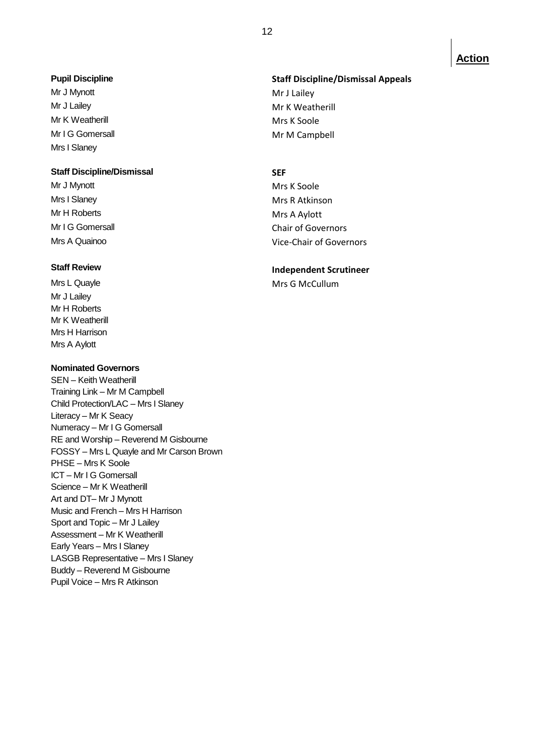**Action**

**Pupil Discipline**

Mr J Mynott
Mr J Lailey
Mr K Weatherill
Mr I G Gomersall
Mrs I Slaney

**Staff Discipline/Dismissal**

Mr J Mynott
Mrs I Slaney
Mr H Roberts
Mr I G Gomersall
Mrs A Quainoo

**Staff Review**

Mrs L Quayle
Mr J Lailey
Mr H Roberts
Mr K Weatherill
Mrs H Harrison
Mrs A Aylott

**Nominated Governors**

SEN – Keith Weatherill
Training Link – Mr M Campbell
Child Protection/LAC – Mrs I Slaney
Literacy – Mr K Seacy
Numeracy – Mr I G Gomersall
RE and Worship – Reverend M Gisbourne
FOSSY – Mrs L Quayle and Mr Carson Brown
PHSE – Mrs K Soole
ICT – Mr I G Gomersall
Science – Mr K Weatherill
Art and DT– Mr J Mynott
Music and French – Mrs H Harrison
Sport and Topic – Mr J Lailey
Assessment – Mr K Weatherill
Early Years – Mrs I Slaney
LASGB Representative – Mrs I Slaney
Buddy – Reverend M Gisbourne
Pupil Voice – Mrs R Atkinson

**Staff Discipline/Dismissal Appeals**

Mr J Lailey
Mr K Weatherill
Mrs K Soole
Mr M Campbell

**SEF**

Mrs K Soole
Mrs R Atkinson
Mrs A Aylott
Chair of Governors
Vice-Chair of Governors

**Independent Scrutineer**

Mrs G McCullum